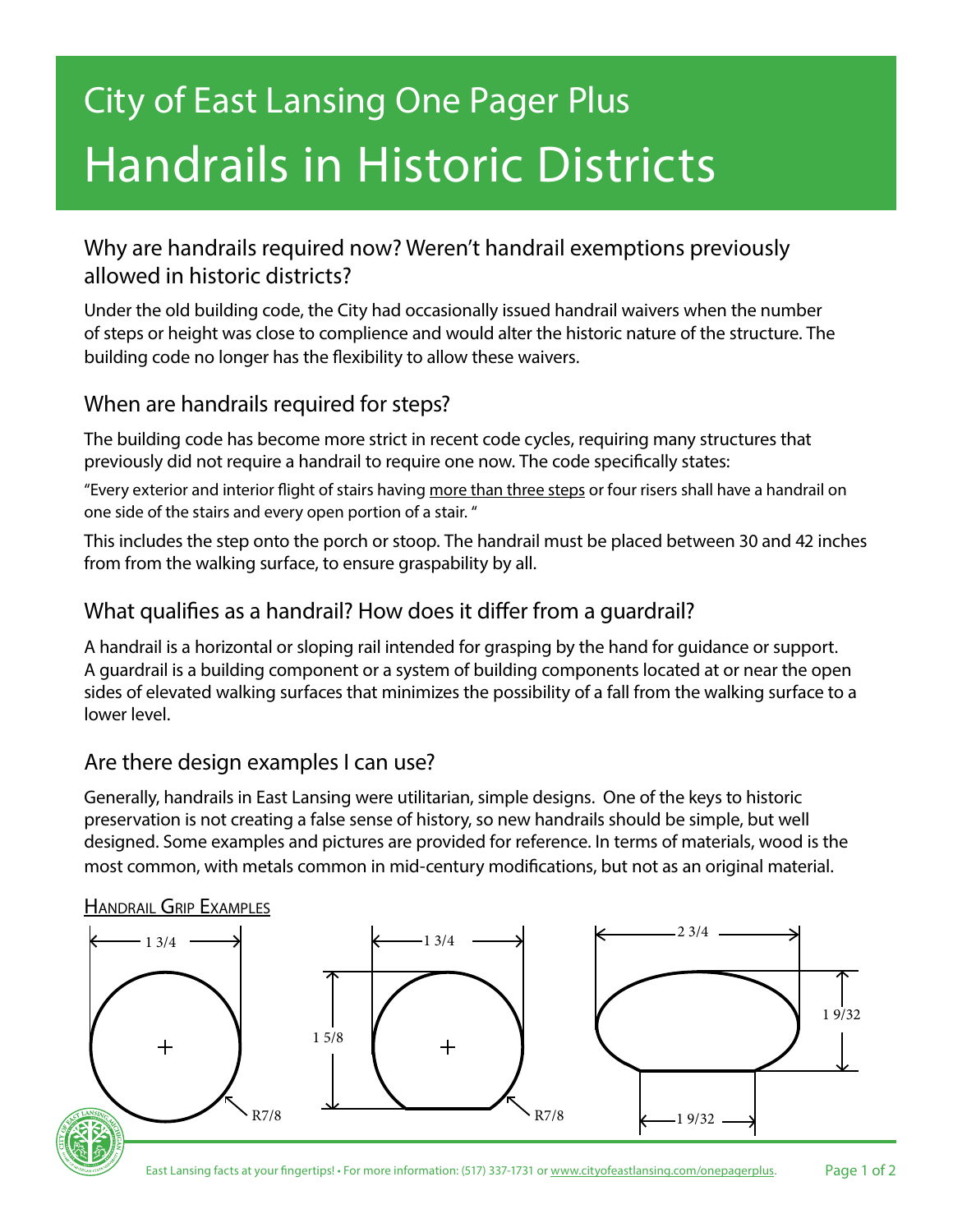# City of East Lansing One Pager Plus

# Handrails in Historic Districts

## Why are handrails required now? Weren't handrail exemptions previously allowed in historic districts?

Under the old building code, the City had occasionally issued handrail waivers when the number of steps or height was close to complience and would alter the historic nature of the structure. The building code no longer has the flexibility to allow these waivers.

## When are handrails required for steps?

The building code has become more strict in recent code cycles, requiring many structures that previously did not require a handrail to require one now. The code specifically states:

"Every exterior and interior flight of stairs having more than three steps or four risers shall have a handrail on one side of the stairs and every open portion of a stair. "

This includes the step onto the porch or stoop. The handrail must be placed between 30 and 42 inches from from the walking surface, to ensure graspability by all.

## What qualifies as a handrail? How does it differ from a guardrail?

A handrail is a horizontal or sloping rail intended for grasping by the hand for guidance or support. A guardrail is a building component or a system of building components located at or near the open sides of elevated walking surfaces that minimizes the possibility of a fall from the walking surface to a lower level.

## Are there design examples I can use?

Generally, handrails in East Lansing were utilitarian, simple designs. One of the keys to historic preservation is not creating a false sense of history, so new handrails should be simple, but well designed. Some examples and pictures are provided for reference. In terms of materials, wood is the most common, with metals common in mid-century modifications, but not as an original material.

Handrail Grip Examples

1 3/4, R7/8

1 3/4, 1 5/8, R7/8

2 3/4, 1 9/32, 1 9/32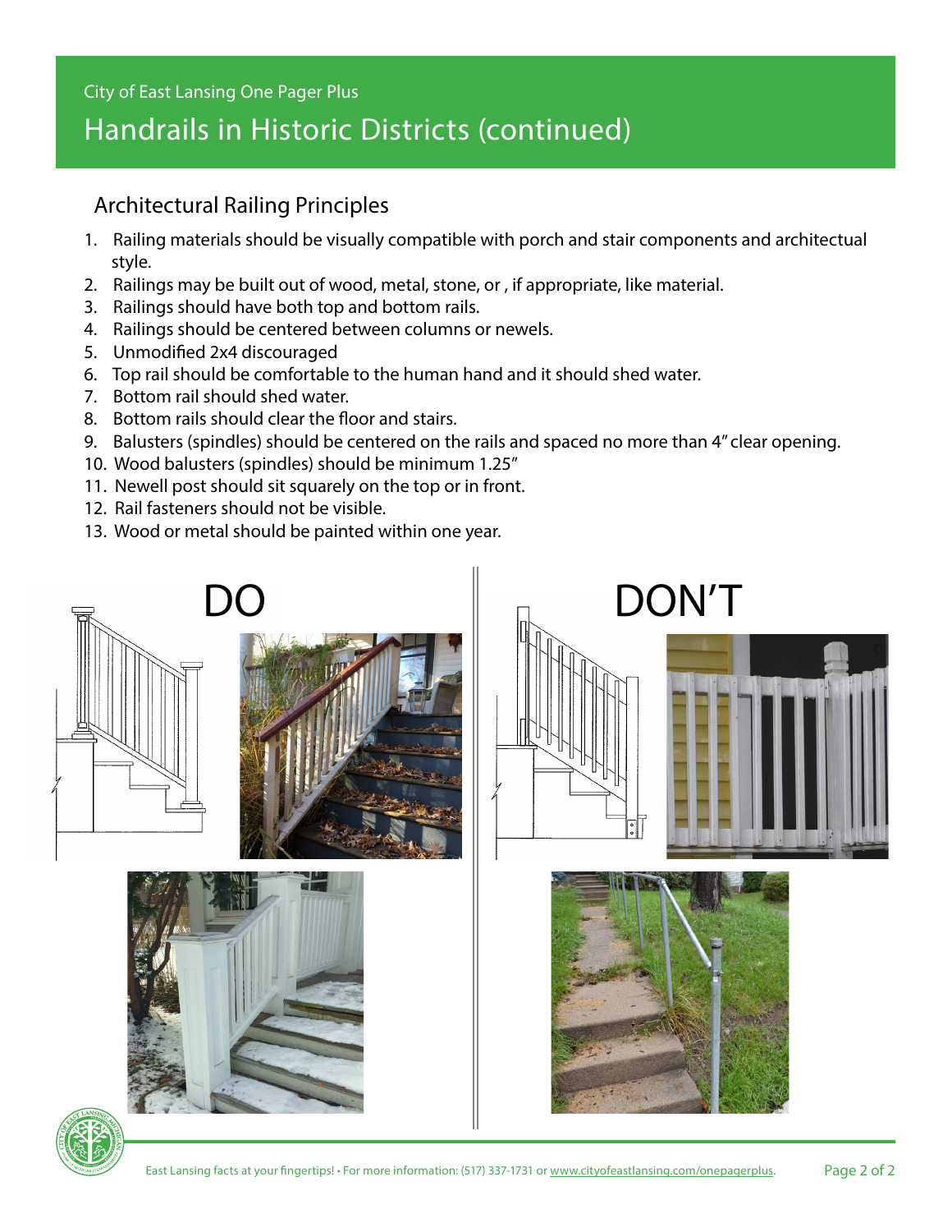City of East Lansing One Pager Plus

# Handrails in Historic Districts (continued)

## Architectural Railing Principles

1. Railing materials should be visually compatible with porch and stair components and architectural style.
2. Railings may be built out of wood, metal, stone, or , if appropriate, like material.
3. Railings should have both top and bottom rails.
4. Railings should be centered between columns or newels.
5. Unmodified 2x4 discouraged
6. Top rail should be comfortable to the human hand and it should shed water.
7. Bottom rail should shed water.
8. Bottom rails should clear the floor and stairs.
9. Balusters (spindles) should be centered on the rails and spaced no more than 4" clear opening.
10. Wood balusters (spindles) should be minimum 1.25"
11. Newell post should sit squarely on the top or in front.
12. Rail fasteners should not be visible.
13. Wood or metal should be painted within one year.

DO

DON'T

East Lansing facts at your fingertips! • For more information: (517) 337-1731 or www.cityofeastlansing.com/onepagerplus.